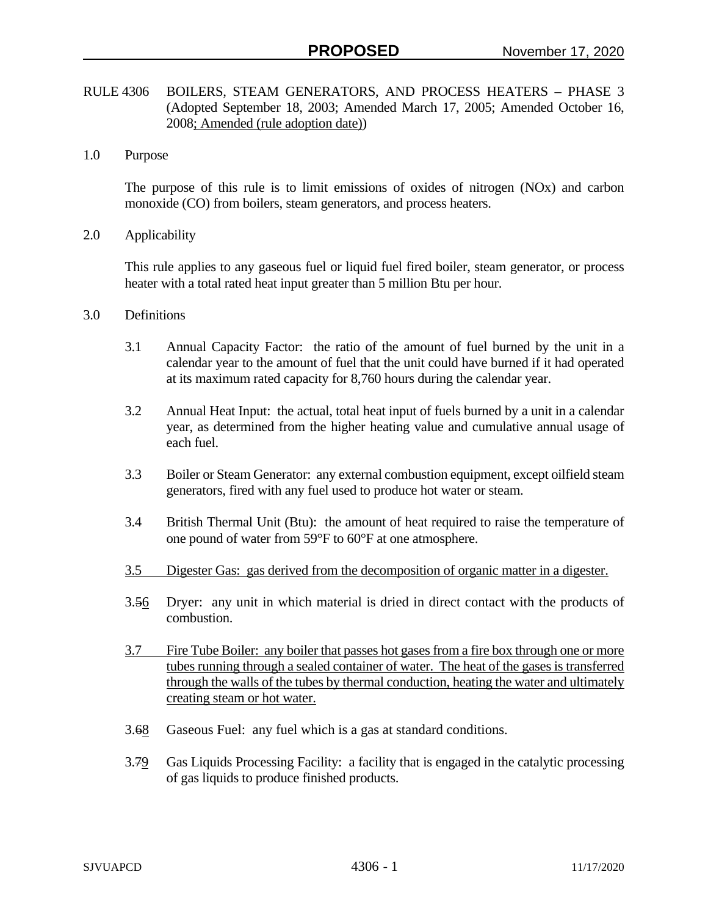RULE 4306 BOILERS, STEAM GENERATORS, AND PROCESS HEATERS – PHASE 3 (Adopted September 18, 2003; Amended March 17, 2005; Amended October 16, 2008; Amended (rule adoption date))

## 1.0 Purpose

The purpose of this rule is to limit emissions of oxides of nitrogen (NOx) and carbon monoxide (CO) from boilers, steam generators, and process heaters.

## 2.0 Applicability

This rule applies to any gaseous fuel or liquid fuel fired boiler, steam generator, or process heater with a total rated heat input greater than 5 million Btu per hour.

## 3.0 Definitions

3.1 Annual Capacity Factor: the ratio of the amount of fuel burned by the unit in a calendar year to the amount of fuel that the unit could have burned if it had operated at its maximum rated capacity for 8,760 hours during the calendar year.

3.2 Annual Heat Input: the actual, total heat input of fuels burned by a unit in a calendar year, as determined from the higher heating value and cumulative annual usage of each fuel.

3.3 Boiler or Steam Generator: any external combustion equipment, except oilfield steam generators, fired with any fuel used to produce hot water or steam.

3.4 British Thermal Unit (Btu): the amount of heat required to raise the temperature of one pound of water from 59°F to 60°F at one atmosphere.

3.5 Digester Gas: gas derived from the decomposition of organic matter in a digester.

3.~~5~~6 Dryer: any unit in which material is dried in direct contact with the products of combustion.

3.7 Fire Tube Boiler: any boiler that passes hot gases from a fire box through one or more tubes running through a sealed container of water. The heat of the gases is transferred through the walls of the tubes by thermal conduction, heating the water and ultimately creating steam or hot water.

3.~~6~~8 Gaseous Fuel: any fuel which is a gas at standard conditions.

3.~~7~~9 Gas Liquids Processing Facility: a facility that is engaged in the catalytic processing of gas liquids to produce finished products.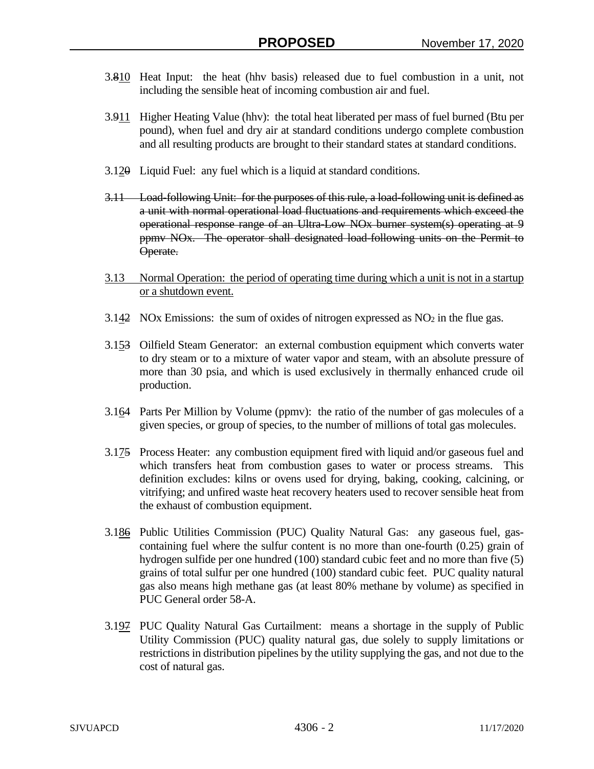3.~~8~~<u>10</u> Heat Input: the heat (hhv basis) released due to fuel combustion in a unit, not including the sensible heat of incoming combustion air and fuel.

3.~~9~~<u>11</u> Higher Heating Value (hhv): the total heat liberated per mass of fuel burned (Btu per pound), when fuel and dry air at standard conditions undergo complete combustion and all resulting products are brought to their standard states at standard conditions.

3.1<u>2</u>~~0~~ Liquid Fuel: any fuel which is a liquid at standard conditions.

~~3.11 Load-following Unit: for the purposes of this rule, a load-following unit is defined as a unit with normal operational load fluctuations and requirements which exceed the operational response range of an Ultra-Low NOx burner system(s) operating at 9 ppmv NOx. The operator shall designated load-following units on the Permit to Operate.~~

<u>3.13 Normal Operation: the period of operating time during which a unit is not in a startup or a shutdown event.</u>

3.1<u>4</u>~~2~~ NOx Emissions: the sum of oxides of nitrogen expressed as $NO_2$ in the flue gas.

3.1<u>5</u>~~3~~ Oilfield Steam Generator: an external combustion equipment which converts water to dry steam or to a mixture of water vapor and steam, with an absolute pressure of more than 30 psia, and which is used exclusively in thermally enhanced crude oil production.

3.1<u>6</u>~~4~~ Parts Per Million by Volume (ppmv): the ratio of the number of gas molecules of a given species, or group of species, to the number of millions of total gas molecules.

3.1<u>7</u>~~5~~ Process Heater: any combustion equipment fired with liquid and/or gaseous fuel and which transfers heat from combustion gases to water or process streams. This definition excludes: kilns or ovens used for drying, baking, cooking, calcining, or vitrifying; and unfired waste heat recovery heaters used to recover sensible heat from the exhaust of combustion equipment.

3.1<u>8</u>~~6~~ Public Utilities Commission (PUC) Quality Natural Gas: any gaseous fuel, gas-containing fuel where the sulfur content is no more than one-fourth (0.25) grain of hydrogen sulfide per one hundred (100) standard cubic feet and no more than five (5) grains of total sulfur per one hundred (100) standard cubic feet. PUC quality natural gas also means high methane gas (at least 80% methane by volume) as specified in PUC General order 58-A.

3.1<u>9</u>~~7~~ PUC Quality Natural Gas Curtailment: means a shortage in the supply of Public Utility Commission (PUC) quality natural gas, due solely to supply limitations or restrictions in distribution pipelines by the utility supplying the gas, and not due to the cost of natural gas.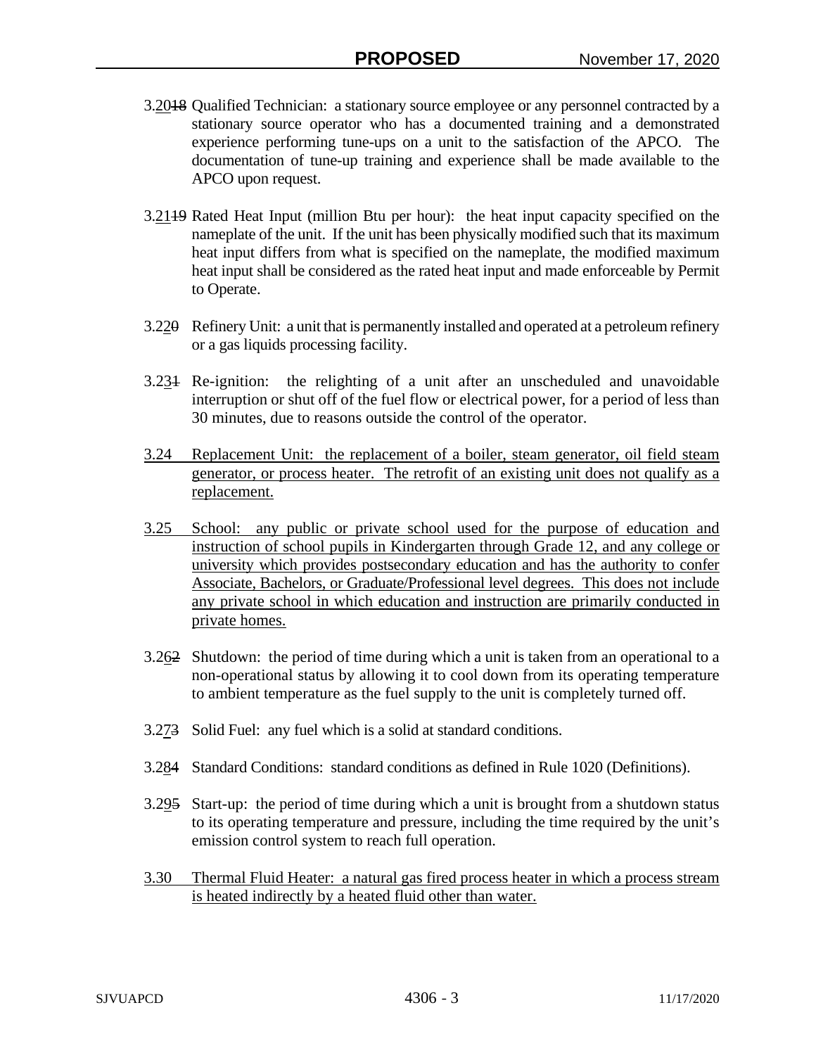3.20~~18~~ Qualified Technician: a stationary source employee or any personnel contracted by a stationary source operator who has a documented training and a demonstrated experience performing tune-ups on a unit to the satisfaction of the APCO. The documentation of tune-up training and experience shall be made available to the APCO upon request.

3.21~~19~~ Rated Heat Input (million Btu per hour): the heat input capacity specified on the nameplate of the unit. If the unit has been physically modified such that its maximum heat input differs from what is specified on the nameplate, the modified maximum heat input shall be considered as the rated heat input and made enforceable by Permit to Operate.

3.22~~0~~ Refinery Unit: a unit that is permanently installed and operated at a petroleum refinery or a gas liquids processing facility.

3.23~~1~~ Re-ignition: the relighting of a unit after an unscheduled and unavoidable interruption or shut off of the fuel flow or electrical power, for a period of less than 30 minutes, due to reasons outside the control of the operator.

3.24 Replacement Unit: the replacement of a boiler, steam generator, oil field steam generator, or process heater. The retrofit of an existing unit does not qualify as a replacement.

3.25 School: any public or private school used for the purpose of education and instruction of school pupils in Kindergarten through Grade 12, and any college or university which provides postsecondary education and has the authority to confer Associate, Bachelors, or Graduate/Professional level degrees. This does not include any private school in which education and instruction are primarily conducted in private homes.

3.26~~2~~ Shutdown: the period of time during which a unit is taken from an operational to a non-operational status by allowing it to cool down from its operating temperature to ambient temperature as the fuel supply to the unit is completely turned off.

3.27~~3~~ Solid Fuel: any fuel which is a solid at standard conditions.

3.28~~4~~ Standard Conditions: standard conditions as defined in Rule 1020 (Definitions).

3.29~~5~~ Start-up: the period of time during which a unit is brought from a shutdown status to its operating temperature and pressure, including the time required by the unit's emission control system to reach full operation.

3.30 Thermal Fluid Heater: a natural gas fired process heater in which a process stream is heated indirectly by a heated fluid other than water.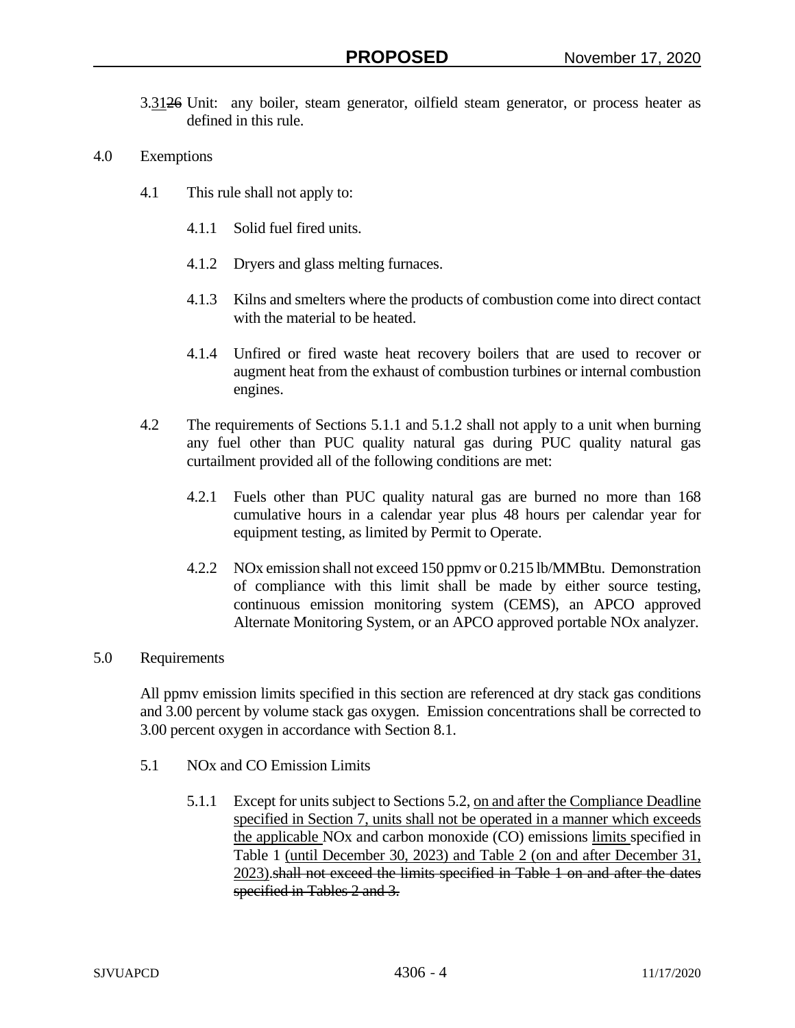3.3126 Unit: any boiler, steam generator, oilfield steam generator, or process heater as defined in this rule.

4.0 Exemptions

4.1 This rule shall not apply to:

4.1.1 Solid fuel fired units.

4.1.2 Dryers and glass melting furnaces.

4.1.3 Kilns and smelters where the products of combustion come into direct contact with the material to be heated.

4.1.4 Unfired or fired waste heat recovery boilers that are used to recover or augment heat from the exhaust of combustion turbines or internal combustion engines.

4.2 The requirements of Sections 5.1.1 and 5.1.2 shall not apply to a unit when burning any fuel other than PUC quality natural gas during PUC quality natural gas curtailment provided all of the following conditions are met:

4.2.1 Fuels other than PUC quality natural gas are burned no more than 168 cumulative hours in a calendar year plus 48 hours per calendar year for equipment testing, as limited by Permit to Operate.

4.2.2 NOx emission shall not exceed 150 ppmv or 0.215 lb/MMBtu. Demonstration of compliance with this limit shall be made by either source testing, continuous emission monitoring system (CEMS), an APCO approved Alternate Monitoring System, or an APCO approved portable NOx analyzer.

5.0 Requirements

All ppmv emission limits specified in this section are referenced at dry stack gas conditions and 3.00 percent by volume stack gas oxygen. Emission concentrations shall be corrected to 3.00 percent oxygen in accordance with Section 8.1.

5.1 NOx and CO Emission Limits

5.1.1 Except for units subject to Sections 5.2, on and after the Compliance Deadline specified in Section 7, units shall not be operated in a manner which exceeds the applicable NOx and carbon monoxide (CO) emissions limits specified in Table 1 (until December 30, 2023) and Table 2 (on and after December 31, 2023).~~shall not exceed the limits specified in Table 1 on and after the dates specified in Tables 2 and 3.~~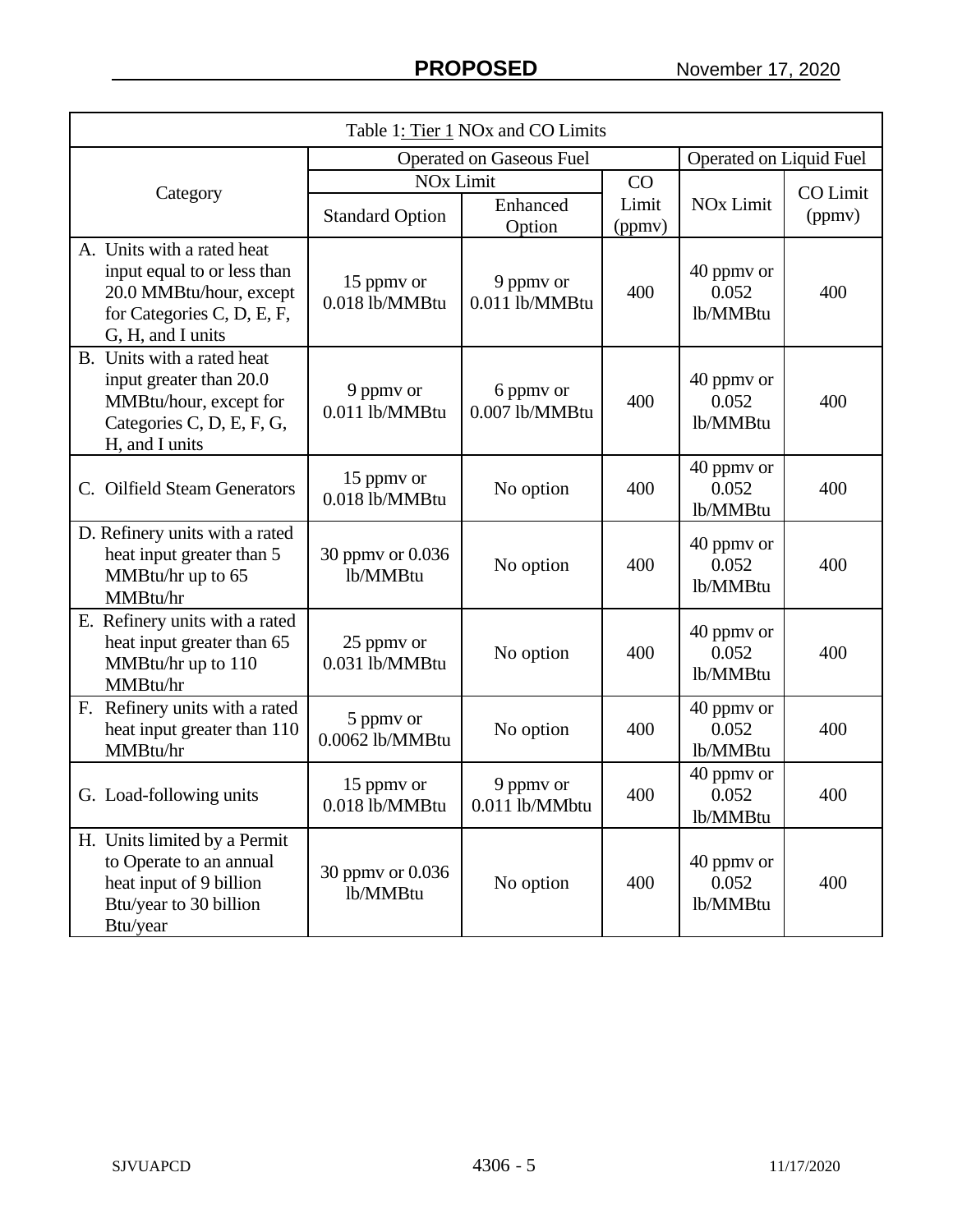| Table 1: Tier 1 NOx and CO Limits | | | | | |
|---|---|---|---|---|---|
| Category | Operated on Gaseous Fuel | | | Operated on Liquid Fuel | |
| | NOx Limit | | CO Limit (ppmv) | NOx Limit | CO Limit (ppmv) |
| | Standard Option | Enhanced Option | | | |
| A. Units with a rated heat input equal to or less than 20.0 MMBtu/hour, except for Categories C, D, E, F, G, H, and I units | 15 ppmv or 0.018 lb/MMBtu | 9 ppmv or 0.011 lb/MMBtu | 400 | 40 ppmv or 0.052 lb/MMBtu | 400 |
| B. Units with a rated heat input greater than 20.0 MMBtu/hour, except for Categories C, D, E, F, G, H, and I units | 9 ppmv or 0.011 lb/MMBtu | 6 ppmv or 0.007 lb/MMBtu | 400 | 40 ppmv or 0.052 lb/MMBtu | 400 |
| C. Oilfield Steam Generators | 15 ppmv or 0.018 lb/MMBtu | No option | 400 | 40 ppmv or 0.052 lb/MMBtu | 400 |
| D. Refinery units with a rated heat input greater than 5 MMBtu/hr up to 65 MMBtu/hr | 30 ppmv or 0.036 lb/MMBtu | No option | 400 | 40 ppmv or 0.052 lb/MMBtu | 400 |
| E. Refinery units with a rated heat input greater than 65 MMBtu/hr up to 110 MMBtu/hr | 25 ppmv or 0.031 lb/MMBtu | No option | 400 | 40 ppmv or 0.052 lb/MMBtu | 400 |
| F. Refinery units with a rated heat input greater than 110 MMBtu/hr | 5 ppmv or 0.0062 lb/MMBtu | No option | 400 | 40 ppmv or 0.052 lb/MMBtu | 400 |
| G. Load-following units | 15 ppmv or 0.018 lb/MMBtu | 9 ppmv or 0.011 lb/MMbtu | 400 | 40 ppmv or 0.052 lb/MMBtu | 400 |
| H. Units limited by a Permit to Operate to an annual heat input of 9 billion Btu/year to 30 billion Btu/year | 30 ppmv or 0.036 lb/MMBtu | No option | 400 | 40 ppmv or 0.052 lb/MMBtu | 400 |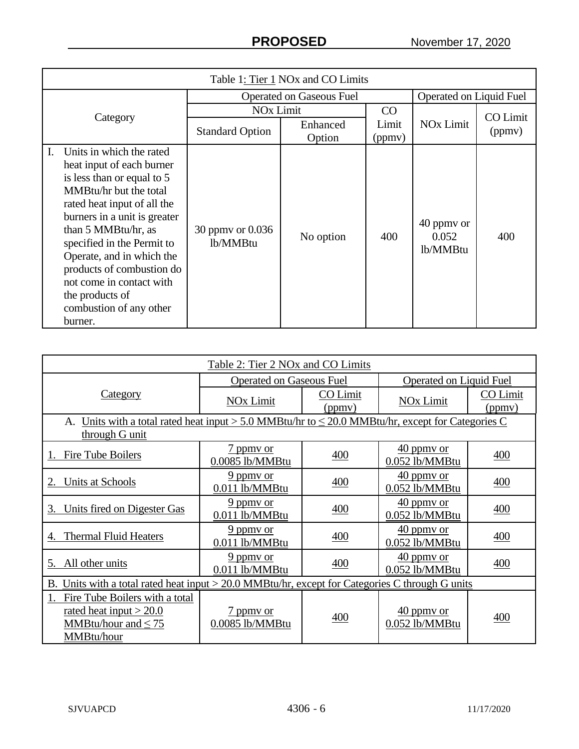| Table 1: Tier 1 NOx and CO Limits | | | | | |
|---|---|---|---|---|---|
| Category | Operated on Gaseous Fuel | | | Operated on Liquid Fuel | |
| | NOx Limit | | CO Limit (ppmv) | NOx Limit | CO Limit (ppmv) |
| | Standard Option | Enhanced Option | | | |
| I. Units in which the rated heat input of each burner is less than or equal to 5 MMBtu/hr but the total rated heat input of all the burners in a unit is greater than 5 MMBtu/hr, as specified in the Permit to Operate, and in which the products of combustion do not come in contact with the products of combustion of any other burner. | 30 ppmv or 0.036 lb/MMBtu | No option | 400 | 40 ppmv or 0.052 lb/MMBtu | 400 |

| Table 2: Tier 2 NOx and CO Limits | | | | |
|---|---|---|---|---|
| Category | Operated on Gaseous Fuel | | Operated on Liquid Fuel | |
| | NOx Limit | CO Limit (ppmv) | NOx Limit | CO Limit (ppmv) |
| A. Units with a total rated heat input > 5.0 MMBtu/hr to ≤ 20.0 MMBtu/hr, except for Categories C through G unit | | | | |
| 1. Fire Tube Boilers | 7 ppmv or 0.0085 lb/MMBtu | 400 | 40 ppmv or 0.052 lb/MMBtu | 400 |
| 2. Units at Schools | 9 ppmv or 0.011 lb/MMBtu | 400 | 40 ppmv or 0.052 lb/MMBtu | 400 |
| 3. Units fired on Digester Gas | 9 ppmv or 0.011 lb/MMBtu | 400 | 40 ppmv or 0.052 lb/MMBtu | 400 |
| 4. Thermal Fluid Heaters | 9 ppmv or 0.011 lb/MMBtu | 400 | 40 ppmv or 0.052 lb/MMBtu | 400 |
| 5. All other units | 9 ppmv or 0.011 lb/MMBtu | 400 | 40 ppmv or 0.052 lb/MMBtu | 400 |
| B. Units with a total rated heat input > 20.0 MMBtu/hr, except for Categories C through G units | | | | |
| 1. Fire Tube Boilers with a total rated heat input > 20.0 MMBtu/hour and ≤ 75 MMBtu/hour | 7 ppmv or 0.0085 lb/MMBtu | 400 | 40 ppmv or 0.052 lb/MMBtu | 400 |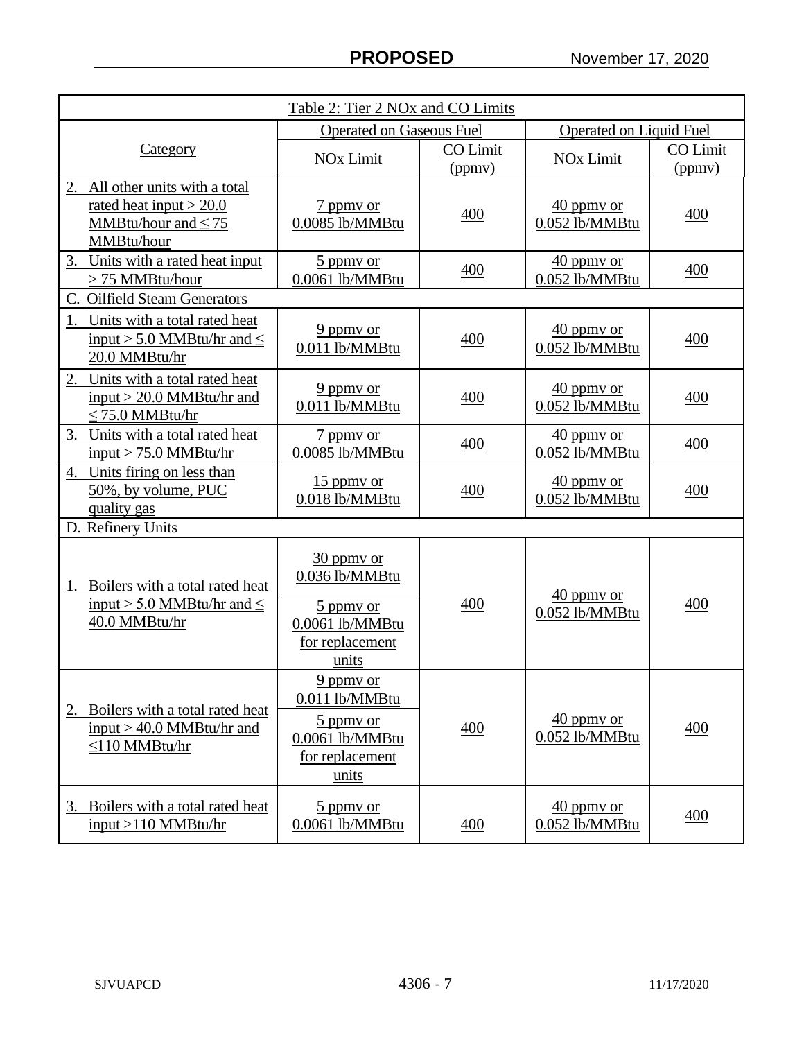| Table 2: Tier 2 NOx and CO Limits | | | | |
|---|---|---|---|---|
| Category | Operated on Gaseous Fuel | | Operated on Liquid Fuel | |
| | NOx Limit | CO Limit (ppmv) | NOx Limit | CO Limit (ppmv) |
| 2. All other units with a total rated heat input > 20.0 MMBtu/hour and ≤ 75 MMBtu/hour | 7 ppmv or 0.0085 lb/MMBtu | 400 | 40 ppmv or 0.052 lb/MMBtu | 400 |
| 3. Units with a rated heat input > 75 MMBtu/hour | 5 ppmv or 0.0061 lb/MMBtu | 400 | 40 ppmv or 0.052 lb/MMBtu | 400 |
| C. Oilfield Steam Generators | | | | |
| 1. Units with a total rated heat input > 5.0 MMBtu/hr and ≤ 20.0 MMBtu/hr | 9 ppmv or 0.011 lb/MMBtu | 400 | 40 ppmv or 0.052 lb/MMBtu | 400 |
| 2. Units with a total rated heat input > 20.0 MMBtu/hr and ≤ 75.0 MMBtu/hr | 9 ppmv or 0.011 lb/MMBtu | 400 | 40 ppmv or 0.052 lb/MMBtu | 400 |
| 3. Units with a total rated heat input > 75.0 MMBtu/hr | 7 ppmv or 0.0085 lb/MMBtu | 400 | 40 ppmv or 0.052 lb/MMBtu | 400 |
| 4. Units firing on less than 50%, by volume, PUC quality gas | 15 ppmv or 0.018 lb/MMBtu | 400 | 40 ppmv or 0.052 lb/MMBtu | 400 |
| D. Refinery Units | | | | |
| 1. Boilers with a total rated heat input > 5.0 MMBtu/hr and ≤ 40.0 MMBtu/hr | 30 ppmv or 0.036 lb/MMBtu; 5 ppmv or 0.0061 lb/MMBtu for replacement units | 400 | 40 ppmv or 0.052 lb/MMBtu | 400 |
| 2. Boilers with a total rated heat input > 40.0 MMBtu/hr and ≤110 MMBtu/hr | 9 ppmv or 0.011 lb/MMBtu; 5 ppmv or 0.0061 lb/MMBtu for replacement units | 400 | 40 ppmv or 0.052 lb/MMBtu | 400 |
| 3. Boilers with a total rated heat input >110 MMBtu/hr | 5 ppmv or 0.0061 lb/MMBtu | 400 | 40 ppmv or 0.052 lb/MMBtu | 400 |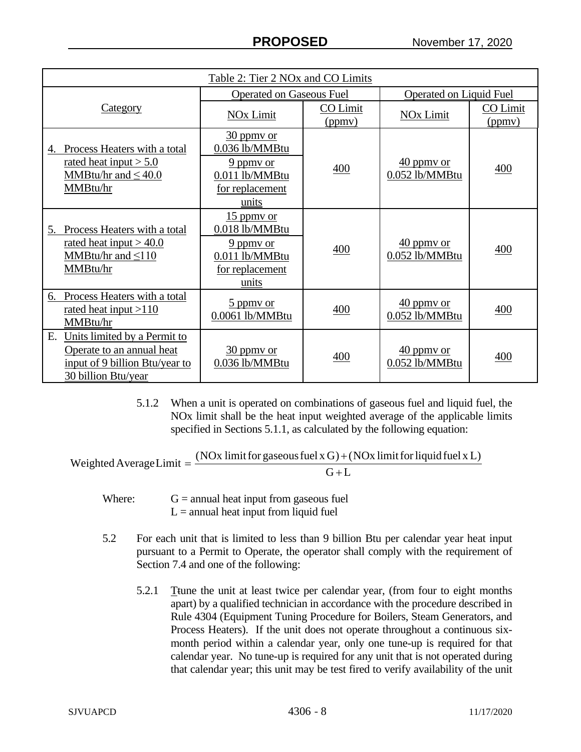| Table 2: Tier 2 NOx and CO Limits | | | | |
|---|---|---|---|---|
| Category | Operated on Gaseous Fuel | | Operated on Liquid Fuel | |
| | NOx Limit | CO Limit (ppmv) | NOx Limit | CO Limit (ppmv) |
| 4. Process Heaters with a total rated heat input > 5.0 MMBtu/hr and ≤ 40.0 MMBtu/hr | 30 ppmv or 0.036 lb/MMBtu<br>9 ppmv or 0.011 lb/MMBtu for replacement units | 400 | 40 ppmv or 0.052 lb/MMBtu | 400 |
| 5. Process Heaters with a total rated heat input > 40.0 MMBtu/hr and ≤110 MMBtu/hr | 15 ppmv or 0.018 lb/MMBtu<br>9 ppmv or 0.011 lb/MMBtu for replacement units | 400 | 40 ppmv or 0.052 lb/MMBtu | 400 |
| 6. Process Heaters with a total rated heat input >110 MMBtu/hr | 5 ppmv or 0.0061 lb/MMBtu | 400 | 40 ppmv or 0.052 lb/MMBtu | 400 |
| E. Units limited by a Permit to Operate to an annual heat input of 9 billion Btu/year to 30 billion Btu/year | 30 ppmv or 0.036 lb/MMBtu | 400 | 40 ppmv or 0.052 lb/MMBtu | 400 |

5.1.2 When a unit is operated on combinations of gaseous fuel and liquid fuel, the NOx limit shall be the heat input weighted average of the applicable limits specified in Sections 5.1.1, as calculated by the following equation:

$$\text{Weighted Average Limit} = \frac{(\text{NOx limit for gaseous fuel x G}) + (\text{NOx limit for liquid fuel x L})}{\text{G} + \text{L}}$$

Where: G = annual heat input from gaseous fuel
L = annual heat input from liquid fuel

5.2 For each unit that is limited to less than 9 billion Btu per calendar year heat input pursuant to a Permit to Operate, the operator shall comply with the requirement of Section 7.4 and one of the following:

5.2.1 Ttune the unit at least twice per calendar year, (from four to eight months apart) by a qualified technician in accordance with the procedure described in Rule 4304 (Equipment Tuning Procedure for Boilers, Steam Generators, and Process Heaters). If the unit does not operate throughout a continuous six-month period within a calendar year, only one tune-up is required for that calendar year. No tune-up is required for any unit that is not operated during that calendar year; this unit may be test fired to verify availability of the unit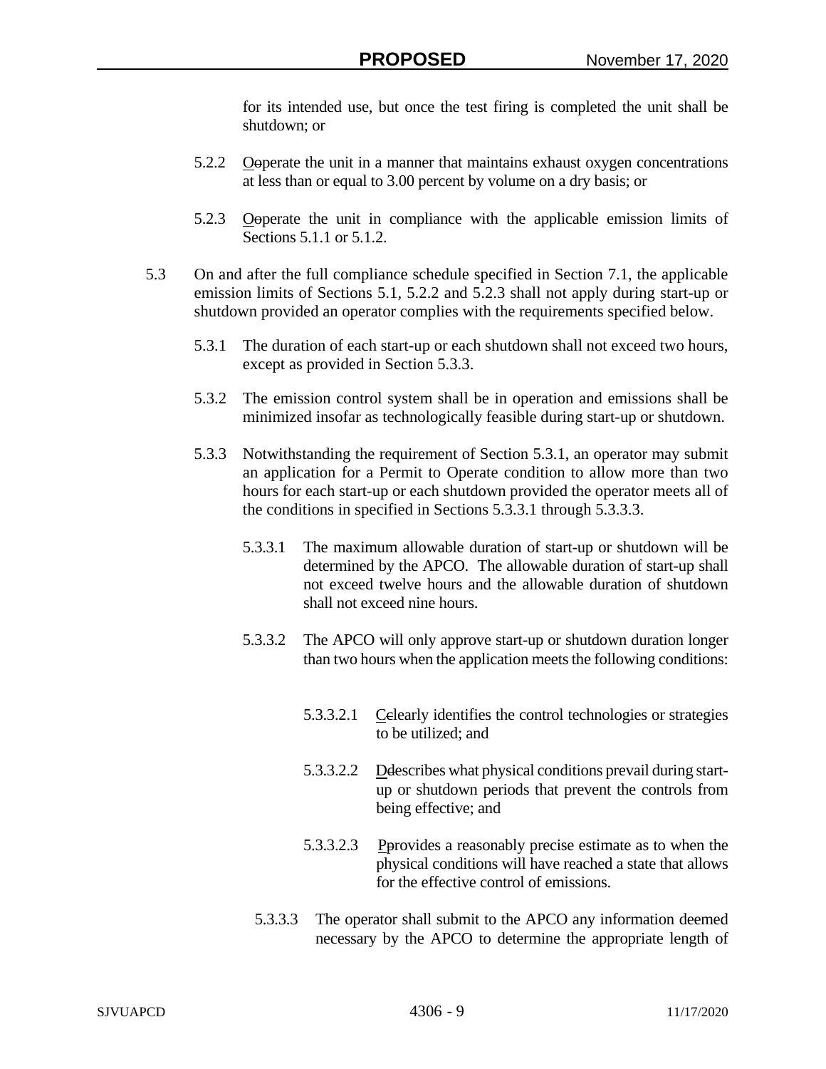for its intended use, but once the test firing is completed the unit shall be shutdown; or

5.2.2 Ooperate the unit in a manner that maintains exhaust oxygen concentrations at less than or equal to 3.00 percent by volume on a dry basis; or

5.2.3 Ooperate the unit in compliance with the applicable emission limits of Sections 5.1.1 or 5.1.2.

5.3 On and after the full compliance schedule specified in Section 7.1, the applicable emission limits of Sections 5.1, 5.2.2 and 5.2.3 shall not apply during start-up or shutdown provided an operator complies with the requirements specified below.

5.3.1 The duration of each start-up or each shutdown shall not exceed two hours, except as provided in Section 5.3.3.

5.3.2 The emission control system shall be in operation and emissions shall be minimized insofar as technologically feasible during start-up or shutdown.

5.3.3 Notwithstanding the requirement of Section 5.3.1, an operator may submit an application for a Permit to Operate condition to allow more than two hours for each start-up or each shutdown provided the operator meets all of the conditions in specified in Sections 5.3.3.1 through 5.3.3.3.

5.3.3.1 The maximum allowable duration of start-up or shutdown will be determined by the APCO. The allowable duration of start-up shall not exceed twelve hours and the allowable duration of shutdown shall not exceed nine hours.

5.3.3.2 The APCO will only approve start-up or shutdown duration longer than two hours when the application meets the following conditions:

5.3.3.2.1 Cclearly identifies the control technologies or strategies to be utilized; and

5.3.3.2.2 Ddescribes what physical conditions prevail during start-up or shutdown periods that prevent the controls from being effective; and

5.3.3.2.3 Pprovides a reasonably precise estimate as to when the physical conditions will have reached a state that allows for the effective control of emissions.

5.3.3.3 The operator shall submit to the APCO any information deemed necessary by the APCO to determine the appropriate length of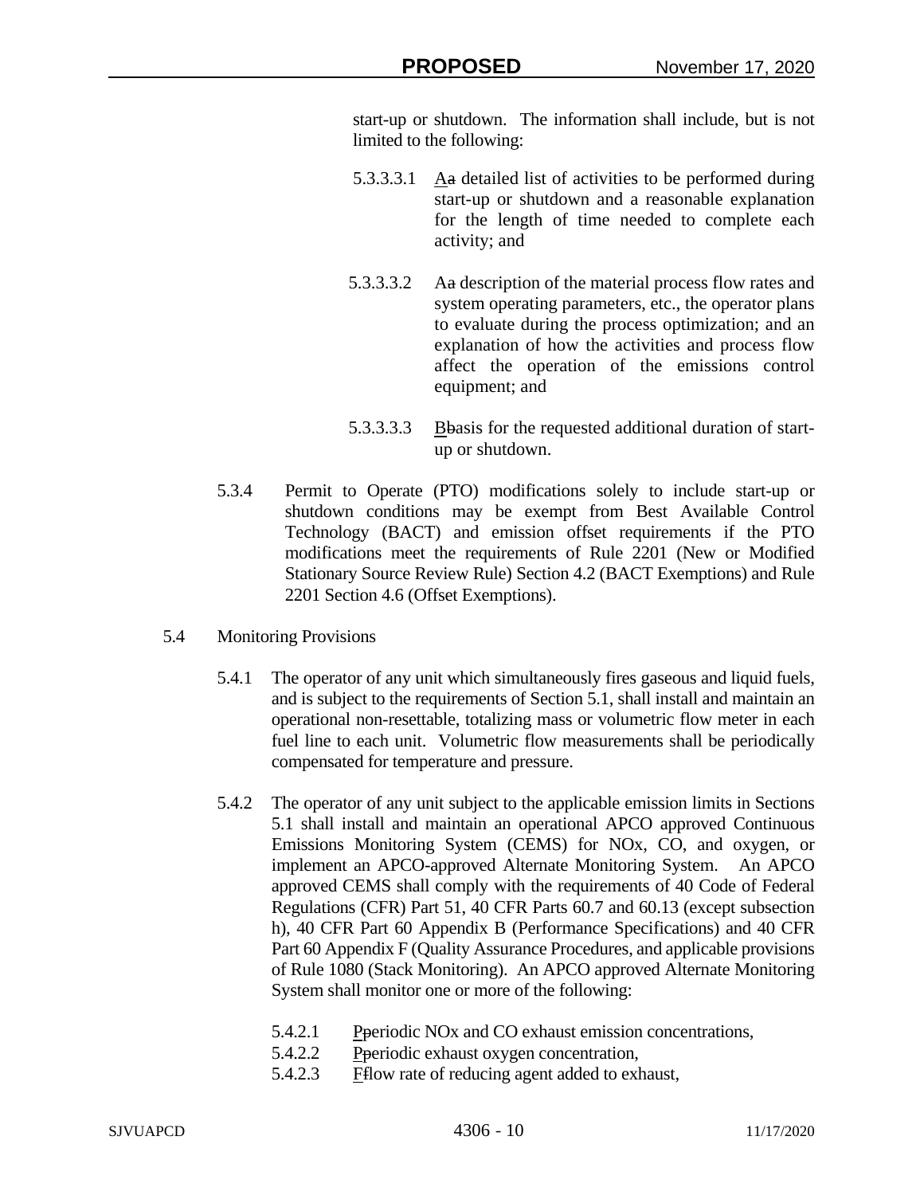start-up or shutdown. The information shall include, but is not limited to the following:

5.3.3.3.1 Aa detailed list of activities to be performed during start-up or shutdown and a reasonable explanation for the length of time needed to complete each activity; and

5.3.3.3.2 Aa description of the material process flow rates and system operating parameters, etc., the operator plans to evaluate during the process optimization; and an explanation of how the activities and process flow affect the operation of the emissions control equipment; and

5.3.3.3.3 Bbasis for the requested additional duration of start-up or shutdown.

5.3.4 Permit to Operate (PTO) modifications solely to include start-up or shutdown conditions may be exempt from Best Available Control Technology (BACT) and emission offset requirements if the PTO modifications meet the requirements of Rule 2201 (New or Modified Stationary Source Review Rule) Section 4.2 (BACT Exemptions) and Rule 2201 Section 4.6 (Offset Exemptions).

5.4 Monitoring Provisions

5.4.1 The operator of any unit which simultaneously fires gaseous and liquid fuels, and is subject to the requirements of Section 5.1, shall install and maintain an operational non-resettable, totalizing mass or volumetric flow meter in each fuel line to each unit. Volumetric flow measurements shall be periodically compensated for temperature and pressure.

5.4.2 The operator of any unit subject to the applicable emission limits in Sections 5.1 shall install and maintain an operational APCO approved Continuous Emissions Monitoring System (CEMS) for NOx, CO, and oxygen, or implement an APCO-approved Alternate Monitoring System. An APCO approved CEMS shall comply with the requirements of 40 Code of Federal Regulations (CFR) Part 51, 40 CFR Parts 60.7 and 60.13 (except subsection h), 40 CFR Part 60 Appendix B (Performance Specifications) and 40 CFR Part 60 Appendix F (Quality Assurance Procedures, and applicable provisions of Rule 1080 (Stack Monitoring). An APCO approved Alternate Monitoring System shall monitor one or more of the following:

5.4.2.1 Pperiodic NOx and CO exhaust emission concentrations,

5.4.2.2 Pperiodic exhaust oxygen concentration,

5.4.2.3 Fflow rate of reducing agent added to exhaust,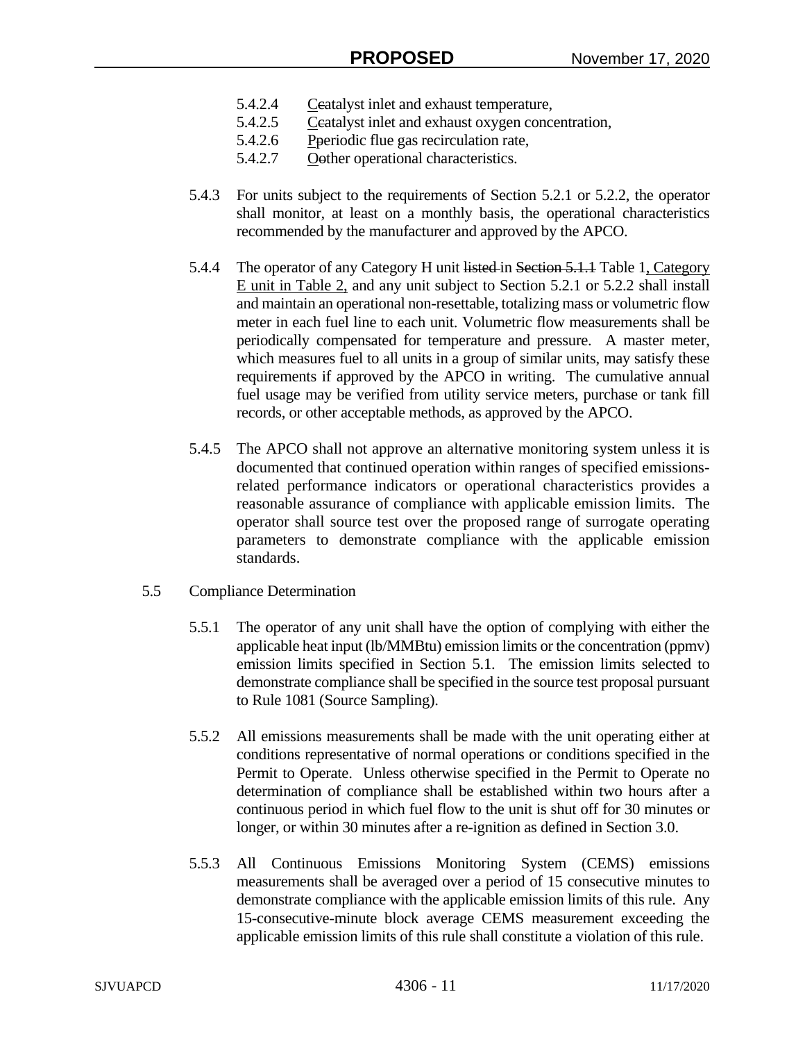5.4.2.4 Ccatalyst inlet and exhaust temperature,

5.4.2.5 Ccatalyst inlet and exhaust oxygen concentration,

5.4.2.6 Pperiodic flue gas recirculation rate,

5.4.2.7 Oother operational characteristics.

5.4.3 For units subject to the requirements of Section 5.2.1 or 5.2.2, the operator shall monitor, at least on a monthly basis, the operational characteristics recommended by the manufacturer and approved by the APCO.

5.4.4 The operator of any Category H unit listed in Section 5.1.1 Table 1, Category E unit in Table 2, and any unit subject to Section 5.2.1 or 5.2.2 shall install and maintain an operational non-resettable, totalizing mass or volumetric flow meter in each fuel line to each unit. Volumetric flow measurements shall be periodically compensated for temperature and pressure. A master meter, which measures fuel to all units in a group of similar units, may satisfy these requirements if approved by the APCO in writing. The cumulative annual fuel usage may be verified from utility service meters, purchase or tank fill records, or other acceptable methods, as approved by the APCO.

5.4.5 The APCO shall not approve an alternative monitoring system unless it is documented that continued operation within ranges of specified emissions-related performance indicators or operational characteristics provides a reasonable assurance of compliance with applicable emission limits. The operator shall source test over the proposed range of surrogate operating parameters to demonstrate compliance with the applicable emission standards.

5.5 Compliance Determination

5.5.1 The operator of any unit shall have the option of complying with either the applicable heat input (lb/MMBtu) emission limits or the concentration (ppmv) emission limits specified in Section 5.1. The emission limits selected to demonstrate compliance shall be specified in the source test proposal pursuant to Rule 1081 (Source Sampling).

5.5.2 All emissions measurements shall be made with the unit operating either at conditions representative of normal operations or conditions specified in the Permit to Operate. Unless otherwise specified in the Permit to Operate no determination of compliance shall be established within two hours after a continuous period in which fuel flow to the unit is shut off for 30 minutes or longer, or within 30 minutes after a re-ignition as defined in Section 3.0.

5.5.3 All Continuous Emissions Monitoring System (CEMS) emissions measurements shall be averaged over a period of 15 consecutive minutes to demonstrate compliance with the applicable emission limits of this rule. Any 15-consecutive-minute block average CEMS measurement exceeding the applicable emission limits of this rule shall constitute a violation of this rule.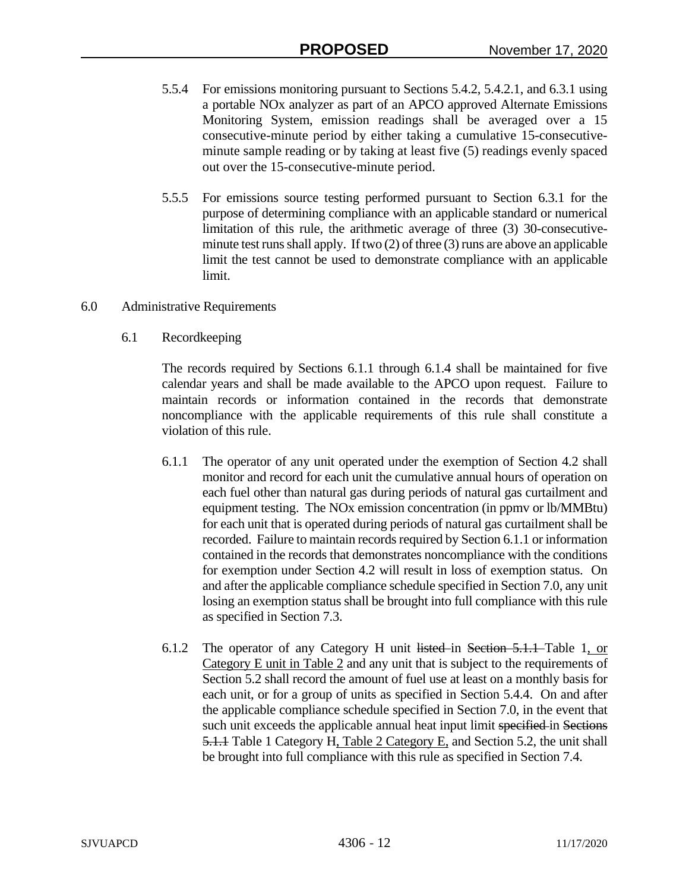5.5.4 For emissions monitoring pursuant to Sections 5.4.2, 5.4.2.1, and 6.3.1 using a portable NOx analyzer as part of an APCO approved Alternate Emissions Monitoring System, emission readings shall be averaged over a 15 consecutive-minute period by either taking a cumulative 15-consecutive-minute sample reading or by taking at least five (5) readings evenly spaced out over the 15-consecutive-minute period.

5.5.5 For emissions source testing performed pursuant to Section 6.3.1 for the purpose of determining compliance with an applicable standard or numerical limitation of this rule, the arithmetic average of three (3) 30-consecutive-minute test runs shall apply. If two (2) of three (3) runs are above an applicable limit the test cannot be used to demonstrate compliance with an applicable limit.

## 6.0 Administrative Requirements

### 6.1 Recordkeeping

The records required by Sections 6.1.1 through 6.1.4 shall be maintained for five calendar years and shall be made available to the APCO upon request. Failure to maintain records or information contained in the records that demonstrate noncompliance with the applicable requirements of this rule shall constitute a violation of this rule.

6.1.1 The operator of any unit operated under the exemption of Section 4.2 shall monitor and record for each unit the cumulative annual hours of operation on each fuel other than natural gas during periods of natural gas curtailment and equipment testing. The NOx emission concentration (in ppmv or lb/MMBtu) for each unit that is operated during periods of natural gas curtailment shall be recorded. Failure to maintain records required by Section 6.1.1 or information contained in the records that demonstrates noncompliance with the conditions for exemption under Section 4.2 will result in loss of exemption status. On and after the applicable compliance schedule specified in Section 7.0, any unit losing an exemption status shall be brought into full compliance with this rule as specified in Section 7.3.

6.1.2 The operator of any Category H unit ~~listed~~ in ~~Section 5.1.1~~ Table 1, or Category E unit in Table 2 and any unit that is subject to the requirements of Section 5.2 shall record the amount of fuel use at least on a monthly basis for each unit, or for a group of units as specified in Section 5.4.4. On and after the applicable compliance schedule specified in Section 7.0, in the event that such unit exceeds the applicable annual heat input limit ~~specified~~ in ~~Sections 5.1.1~~ Table 1 Category H, Table 2 Category E, and Section 5.2, the unit shall be brought into full compliance with this rule as specified in Section 7.4.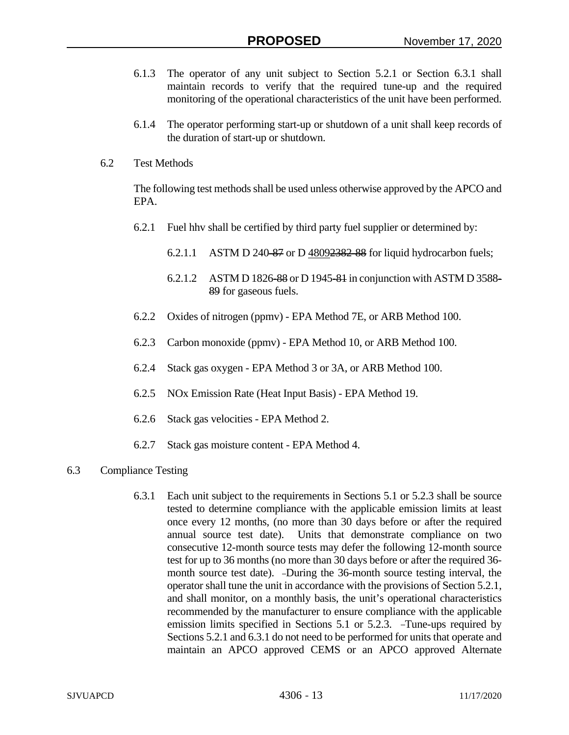6.1.3 The operator of any unit subject to Section 5.2.1 or Section 6.3.1 shall maintain records to verify that the required tune-up and the required monitoring of the operational characteristics of the unit have been performed.

6.1.4 The operator performing start-up or shutdown of a unit shall keep records of the duration of start-up or shutdown.

6.2 Test Methods

The following test methods shall be used unless otherwise approved by the APCO and EPA.

6.2.1 Fuel hhv shall be certified by third party fuel supplier or determined by:

6.2.1.1 ASTM D 240~~-87~~ or D 4809~~2382-88~~ for liquid hydrocarbon fuels;

6.2.1.2 ASTM D 1826~~-88~~ or D 1945~~-81~~ in conjunction with ASTM D 3588~~-89~~ for gaseous fuels.

6.2.2 Oxides of nitrogen (ppmv) - EPA Method 7E, or ARB Method 100.

6.2.3 Carbon monoxide (ppmv) - EPA Method 10, or ARB Method 100.

6.2.4 Stack gas oxygen - EPA Method 3 or 3A, or ARB Method 100.

6.2.5 NOx Emission Rate (Heat Input Basis) - EPA Method 19.

6.2.6 Stack gas velocities - EPA Method 2.

6.2.7 Stack gas moisture content - EPA Method 4.

6.3 Compliance Testing

6.3.1 Each unit subject to the requirements in Sections 5.1 or 5.2.3 shall be source tested to determine compliance with the applicable emission limits at least once every 12 months, (no more than 30 days before or after the required annual source test date). Units that demonstrate compliance on two consecutive 12-month source tests may defer the following 12-month source test for up to 36 months (no more than 30 days before or after the required 36-month source test date). During the 36-month source testing interval, the operator shall tune the unit in accordance with the provisions of Section 5.2.1, and shall monitor, on a monthly basis, the unit's operational characteristics recommended by the manufacturer to ensure compliance with the applicable emission limits specified in Sections 5.1 or 5.2.3. Tune-ups required by Sections 5.2.1 and 6.3.1 do not need to be performed for units that operate and maintain an APCO approved CEMS or an APCO approved Alternate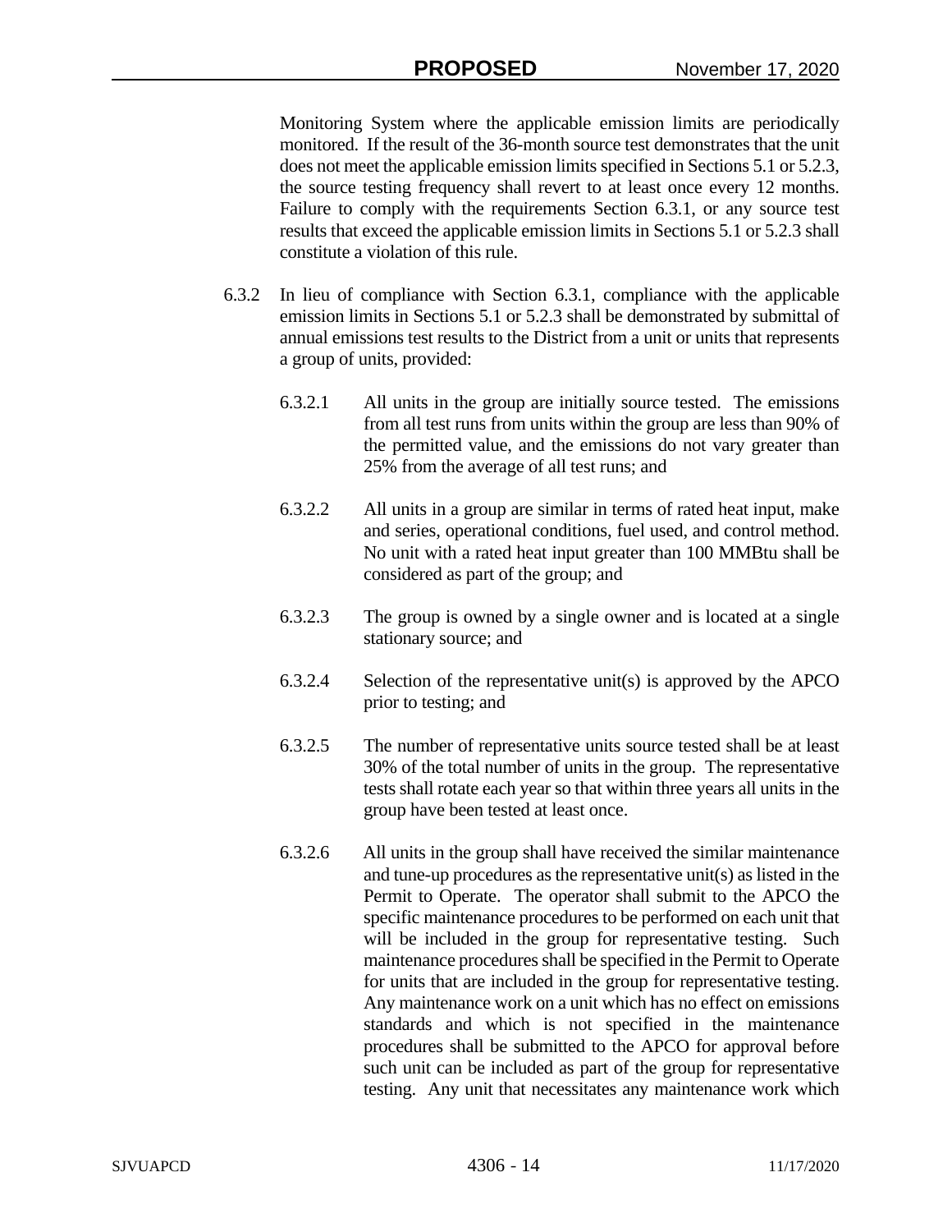Monitoring System where the applicable emission limits are periodically monitored. If the result of the 36-month source test demonstrates that the unit does not meet the applicable emission limits specified in Sections 5.1 or 5.2.3, the source testing frequency shall revert to at least once every 12 months. Failure to comply with the requirements Section 6.3.1, or any source test results that exceed the applicable emission limits in Sections 5.1 or 5.2.3 shall constitute a violation of this rule.

6.3.2 In lieu of compliance with Section 6.3.1, compliance with the applicable emission limits in Sections 5.1 or 5.2.3 shall be demonstrated by submittal of annual emissions test results to the District from a unit or units that represents a group of units, provided:

6.3.2.1 All units in the group are initially source tested. The emissions from all test runs from units within the group are less than 90% of the permitted value, and the emissions do not vary greater than 25% from the average of all test runs; and

6.3.2.2 All units in a group are similar in terms of rated heat input, make and series, operational conditions, fuel used, and control method. No unit with a rated heat input greater than 100 MMBtu shall be considered as part of the group; and

6.3.2.3 The group is owned by a single owner and is located at a single stationary source; and

6.3.2.4 Selection of the representative unit(s) is approved by the APCO prior to testing; and

6.3.2.5 The number of representative units source tested shall be at least 30% of the total number of units in the group. The representative tests shall rotate each year so that within three years all units in the group have been tested at least once.

6.3.2.6 All units in the group shall have received the similar maintenance and tune-up procedures as the representative unit(s) as listed in the Permit to Operate. The operator shall submit to the APCO the specific maintenance procedures to be performed on each unit that will be included in the group for representative testing. Such maintenance procedures shall be specified in the Permit to Operate for units that are included in the group for representative testing. Any maintenance work on a unit which has no effect on emissions standards and which is not specified in the maintenance procedures shall be submitted to the APCO for approval before such unit can be included as part of the group for representative testing. Any unit that necessitates any maintenance work which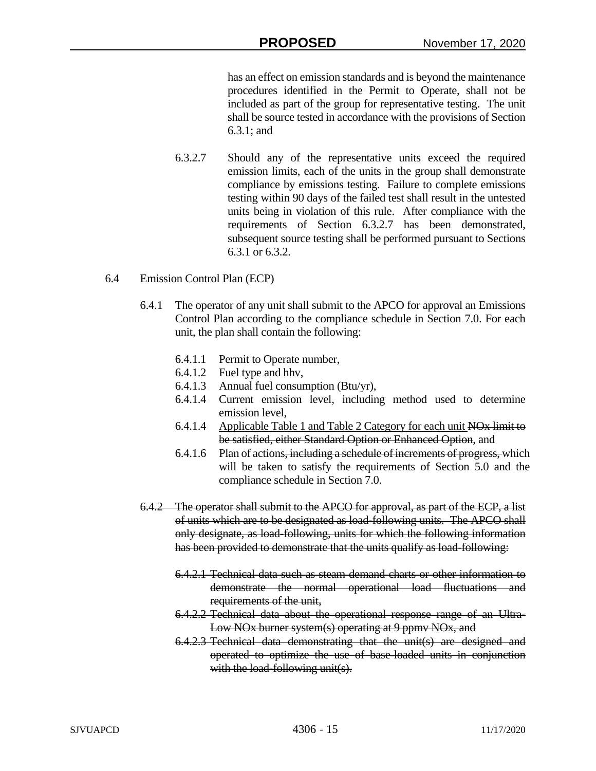has an effect on emission standards and is beyond the maintenance procedures identified in the Permit to Operate, shall not be included as part of the group for representative testing. The unit shall be source tested in accordance with the provisions of Section 6.3.1; and

6.3.2.7 Should any of the representative units exceed the required emission limits, each of the units in the group shall demonstrate compliance by emissions testing. Failure to complete emissions testing within 90 days of the failed test shall result in the untested units being in violation of this rule. After compliance with the requirements of Section 6.3.2.7 has been demonstrated, subsequent source testing shall be performed pursuant to Sections 6.3.1 or 6.3.2.

6.4 Emission Control Plan (ECP)

6.4.1 The operator of any unit shall submit to the APCO for approval an Emissions Control Plan according to the compliance schedule in Section 7.0. For each unit, the plan shall contain the following:

6.4.1.1 Permit to Operate number,
6.4.1.2 Fuel type and hhv,
6.4.1.3 Annual fuel consumption (Btu/yr),
6.4.1.4 Current emission level, including method used to determine emission level,
6.4.1.4 <u>Applicable Table 1 and Table 2 Category for each unit</u> ~~NOx limit to be satisfied, either Standard Option or Enhanced Option~~, and
6.4.1.6 Plan of actions~~, including a schedule of increments of progress,~~ which will be taken to satisfy the requirements of Section 5.0 and the compliance schedule in Section 7.0.

~~6.4.2 The operator shall submit to the APCO for approval, as part of the ECP, a list of units which are to be designated as load-following units. The APCO shall only designate, as load-following, units for which the following information has been provided to demonstrate that the units qualify as load-following:~~

~~6.4.2.1 Technical data such as steam demand charts or other information to demonstrate the normal operational load fluctuations and requirements of the unit,~~
~~6.4.2.2 Technical data about the operational response range of an Ultra-Low NOx burner system(s) operating at 9 ppmv NOx, and~~
~~6.4.2.3 Technical data demonstrating that the unit(s) are designed and operated to optimize the use of base-loaded units in conjunction with the load-following unit(s).~~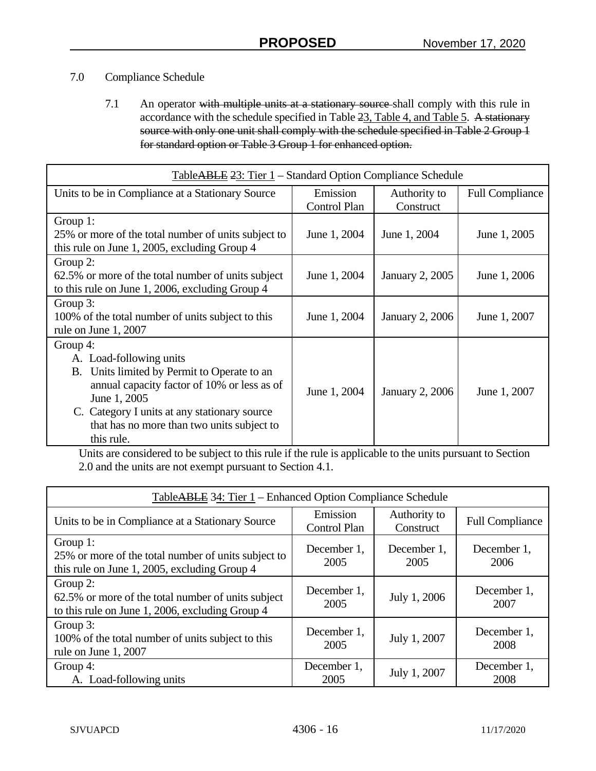7.0 Compliance Schedule

7.1 An operator ~~with multiple units at a stationary source~~ shall comply with this rule in accordance with the schedule specified in Table ~~2~~3, Table 4, and Table 5. ~~A stationary source with only one unit shall comply with the schedule specified in Table 2 Group 1 for standard option or Table 3 Group 1 for enhanced option.~~

| Table~~ABLE~~ ~~2~~3: Tier 1 – Standard Option Compliance Schedule | | | |
|---|---|---|---|
| Units to be in Compliance at a Stationary Source | Emission Control Plan | Authority to Construct | Full Compliance |
| Group 1: 25% or more of the total number of units subject to this rule on June 1, 2005, excluding Group 4 | June 1, 2004 | June 1, 2004 | June 1, 2005 |
| Group 2: 62.5% or more of the total number of units subject to this rule on June 1, 2006, excluding Group 4 | June 1, 2004 | January 2, 2005 | June 1, 2006 |
| Group 3: 100% of the total number of units subject to this rule on June 1, 2007 | June 1, 2004 | January 2, 2006 | June 1, 2007 |
| Group 4: A. Load-following units B. Units limited by Permit to Operate to an annual capacity factor of 10% or less as of June 1, 2005 C. Category I units at any stationary source that has no more than two units subject to this rule. | June 1, 2004 | January 2, 2006 | June 1, 2007 |

Units are considered to be subject to this rule if the rule is applicable to the units pursuant to Section 2.0 and the units are not exempt pursuant to Section 4.1.

| Table~~ABLE~~ ~~3~~4: Tier 1 – Enhanced Option Compliance Schedule | | | |
|---|---|---|---|
| Units to be in Compliance at a Stationary Source | Emission Control Plan | Authority to Construct | Full Compliance |
| Group 1: 25% or more of the total number of units subject to this rule on June 1, 2005, excluding Group 4 | December 1, 2005 | December 1, 2005 | December 1, 2006 |
| Group 2: 62.5% or more of the total number of units subject to this rule on June 1, 2006, excluding Group 4 | December 1, 2005 | July 1, 2006 | December 1, 2007 |
| Group 3: 100% of the total number of units subject to this rule on June 1, 2007 | December 1, 2005 | July 1, 2007 | December 1, 2008 |
| Group 4: A. Load-following units | December 1, 2005 | July 1, 2007 | December 1, 2008 |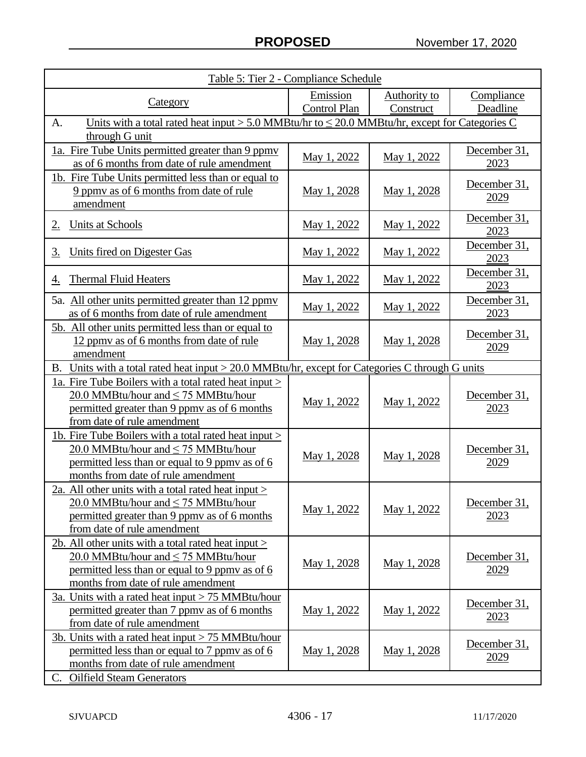| Table 5: Tier 2 - Compliance Schedule | | | |
|---|---|---|---|
| Category | Emission Control Plan | Authority to Construct | Compliance Deadline |
| A. Units with a total rated heat input > 5.0 MMBtu/hr to ≤ 20.0 MMBtu/hr, except for Categories C through G unit | | | |
| 1a. Fire Tube Units permitted greater than 9 ppmv as of 6 months from date of rule amendment | May 1, 2022 | May 1, 2022 | December 31, 2023 |
| 1b. Fire Tube Units permitted less than or equal to 9 ppmv as of 6 months from date of rule amendment | May 1, 2028 | May 1, 2028 | December 31, 2029 |
| 2. Units at Schools | May 1, 2022 | May 1, 2022 | December 31, 2023 |
| 3. Units fired on Digester Gas | May 1, 2022 | May 1, 2022 | December 31, 2023 |
| 4. Thermal Fluid Heaters | May 1, 2022 | May 1, 2022 | December 31, 2023 |
| 5a. All other units permitted greater than 12 ppmv as of 6 months from date of rule amendment | May 1, 2022 | May 1, 2022 | December 31, 2023 |
| 5b. All other units permitted less than or equal to 12 ppmv as of 6 months from date of rule amendment | May 1, 2028 | May 1, 2028 | December 31, 2029 |
| B. Units with a total rated heat input > 20.0 MMBtu/hr, except for Categories C through G units | | | |
| 1a. Fire Tube Boilers with a total rated heat input > 20.0 MMBtu/hour and ≤ 75 MMBtu/hour permitted greater than 9 ppmv as of 6 months from date of rule amendment | May 1, 2022 | May 1, 2022 | December 31, 2023 |
| 1b. Fire Tube Boilers with a total rated heat input > 20.0 MMBtu/hour and ≤ 75 MMBtu/hour permitted less than or equal to 9 ppmv as of 6 months from date of rule amendment | May 1, 2028 | May 1, 2028 | December 31, 2029 |
| 2a. All other units with a total rated heat input > 20.0 MMBtu/hour and ≤ 75 MMBtu/hour permitted greater than 9 ppmv as of 6 months from date of rule amendment | May 1, 2022 | May 1, 2022 | December 31, 2023 |
| 2b. All other units with a total rated heat input > 20.0 MMBtu/hour and ≤ 75 MMBtu/hour permitted less than or equal to 9 ppmv as of 6 months from date of rule amendment | May 1, 2028 | May 1, 2028 | December 31, 2029 |
| 3a. Units with a rated heat input > 75 MMBtu/hour permitted greater than 7 ppmv as of 6 months from date of rule amendment | May 1, 2022 | May 1, 2022 | December 31, 2023 |
| 3b. Units with a rated heat input > 75 MMBtu/hour permitted less than or equal to 7 ppmv as of 6 months from date of rule amendment | May 1, 2028 | May 1, 2028 | December 31, 2029 |
| C. Oilfield Steam Generators | | | |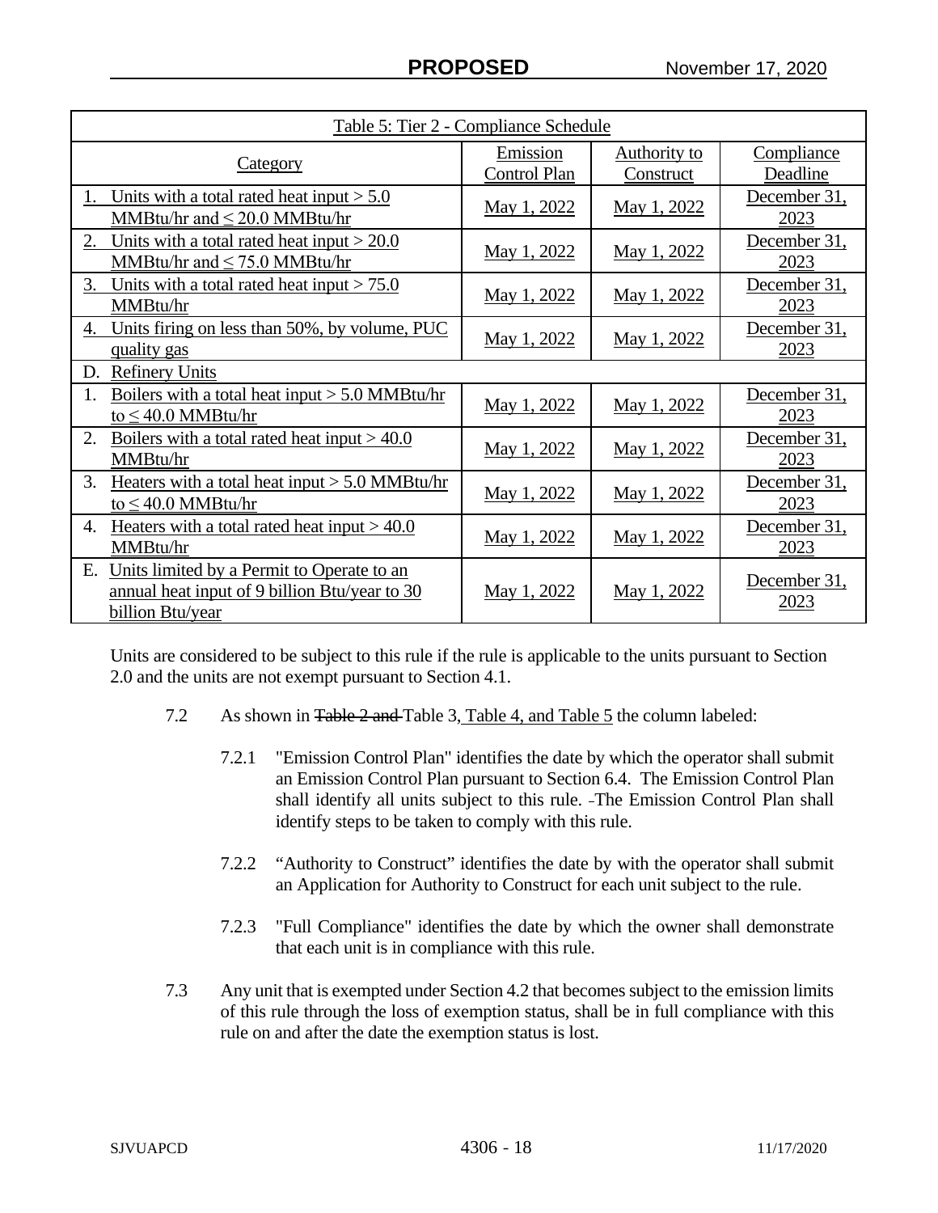| Table 5: Tier 2 - Compliance Schedule | | | |
|---|---|---|---|
| Category | Emission Control Plan | Authority to Construct | Compliance Deadline |
| 1. Units with a total rated heat input > 5.0 MMBtu/hr and ≤ 20.0 MMBtu/hr | May 1, 2022 | May 1, 2022 | December 31, 2023 |
| 2. Units with a total rated heat input > 20.0 MMBtu/hr and ≤ 75.0 MMBtu/hr | May 1, 2022 | May 1, 2022 | December 31, 2023 |
| 3. Units with a total rated heat input > 75.0 MMBtu/hr | May 1, 2022 | May 1, 2022 | December 31, 2023 |
| 4. Units firing on less than 50%, by volume, PUC quality gas | May 1, 2022 | May 1, 2022 | December 31, 2023 |
| D. Refinery Units | | | |
| 1. Boilers with a total heat input > 5.0 MMBtu/hr to ≤ 40.0 MMBtu/hr | May 1, 2022 | May 1, 2022 | December 31, 2023 |
| 2. Boilers with a total rated heat input > 40.0 MMBtu/hr | May 1, 2022 | May 1, 2022 | December 31, 2023 |
| 3. Heaters with a total heat input > 5.0 MMBtu/hr to ≤ 40.0 MMBtu/hr | May 1, 2022 | May 1, 2022 | December 31, 2023 |
| 4. Heaters with a total rated heat input > 40.0 MMBtu/hr | May 1, 2022 | May 1, 2022 | December 31, 2023 |
| E. Units limited by a Permit to Operate to an annual heat input of 9 billion Btu/year to 30 billion Btu/year | May 1, 2022 | May 1, 2022 | December 31, 2023 |

Units are considered to be subject to this rule if the rule is applicable to the units pursuant to Section 2.0 and the units are not exempt pursuant to Section 4.1.

7.2 As shown in ~~Table 2 and~~ Table 3, Table 4, and Table 5 the column labeled:

7.2.1 "Emission Control Plan" identifies the date by which the operator shall submit an Emission Control Plan pursuant to Section 6.4. The Emission Control Plan shall identify all units subject to this rule. The Emission Control Plan shall identify steps to be taken to comply with this rule.

7.2.2 "Authority to Construct" identifies the date by with the operator shall submit an Application for Authority to Construct for each unit subject to the rule.

7.2.3 "Full Compliance" identifies the date by which the owner shall demonstrate that each unit is in compliance with this rule.

7.3 Any unit that is exempted under Section 4.2 that becomes subject to the emission limits of this rule through the loss of exemption status, shall be in full compliance with this rule on and after the date the exemption status is lost.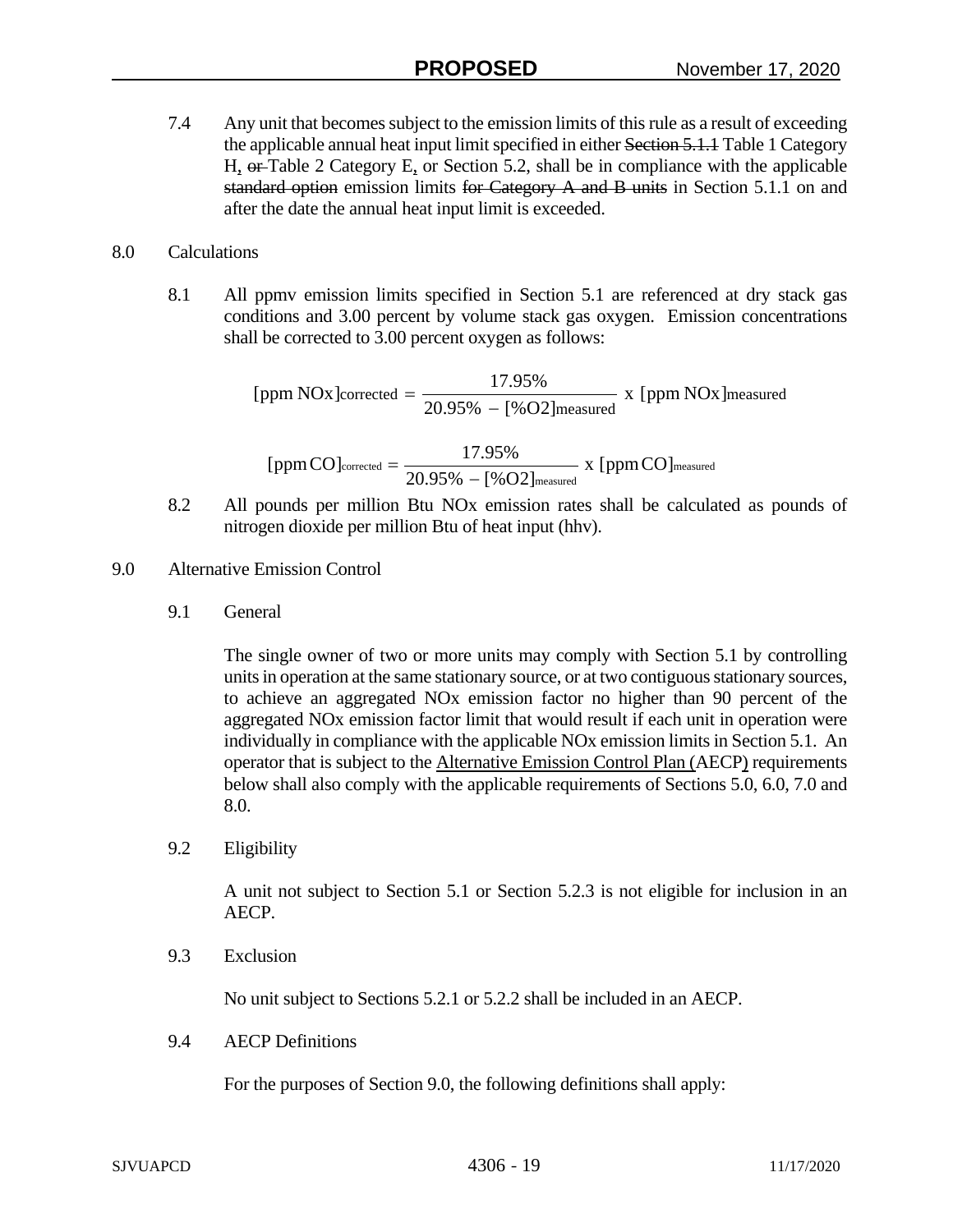7.4 Any unit that becomes subject to the emission limits of this rule as a result of exceeding the applicable annual heat input limit specified in either ~~Section 5.1.1~~ Table 1 Category H, ~~or~~ Table 2 Category E, or Section 5.2, shall be in compliance with the applicable ~~standard option~~ emission limits ~~for Category A and B units~~ in Section 5.1.1 on and after the date the annual heat input limit is exceeded.

## 8.0 Calculations

8.1 All ppmv emission limits specified in Section 5.1 are referenced at dry stack gas conditions and 3.00 percent by volume stack gas oxygen. Emission concentrations shall be corrected to 3.00 percent oxygen as follows:

$$[\text{ppm NOx}]_{\text{corrected}} = \frac{17.95\%}{20.95\% - [\%\text{O2}]_{\text{measured}}} \text{ x } [\text{ppm NOx}]_{\text{measured}}$$

$$[\text{ppm CO}]_{\text{corrected}} = \frac{17.95\%}{20.95\% - [\%\text{O2}]_{\text{measured}}} \text{ x } [\text{ppm CO}]_{\text{measured}}$$

8.2 All pounds per million Btu NOx emission rates shall be calculated as pounds of nitrogen dioxide per million Btu of heat input (hhv).

## 9.0 Alternative Emission Control

### 9.1 General

The single owner of two or more units may comply with Section 5.1 by controlling units in operation at the same stationary source, or at two contiguous stationary sources, to achieve an aggregated NOx emission factor no higher than 90 percent of the aggregated NOx emission factor limit that would result if each unit in operation were individually in compliance with the applicable NOx emission limits in Section 5.1. An operator that is subject to the Alternative Emission Control Plan (AECP) requirements below shall also comply with the applicable requirements of Sections 5.0, 6.0, 7.0 and 8.0.

### 9.2 Eligibility

A unit not subject to Section 5.1 or Section 5.2.3 is not eligible for inclusion in an AECP.

### 9.3 Exclusion

No unit subject to Sections 5.2.1 or 5.2.2 shall be included in an AECP.

### 9.4 AECP Definitions

For the purposes of Section 9.0, the following definitions shall apply: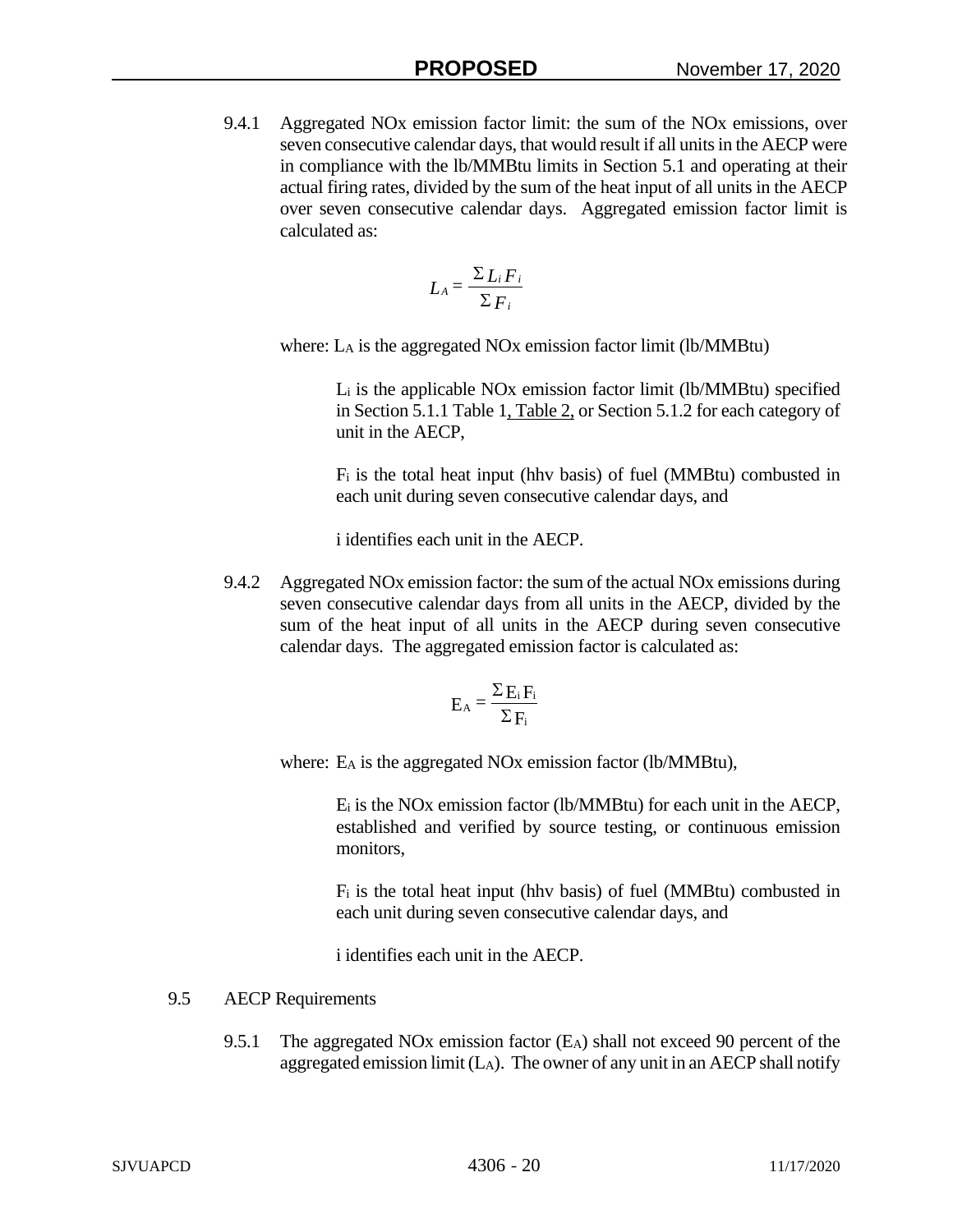9.4.1 Aggregated NOx emission factor limit: the sum of the NOx emissions, over seven consecutive calendar days, that would result if all units in the AECP were in compliance with the lb/MMBtu limits in Section 5.1 and operating at their actual firing rates, divided by the sum of the heat input of all units in the AECP over seven consecutive calendar days. Aggregated emission factor limit is calculated as:

$$L_A = \frac{\Sigma L_i F_i}{\Sigma F_i}$$

where: $L_A$ is the aggregated NOx emission factor limit (lb/MMBtu)

$L_i$ is the applicable NOx emission factor limit (lb/MMBtu) specified in Section 5.1.1 Table 1, Table 2, or Section 5.1.2 for each category of unit in the AECP,

$F_i$ is the total heat input (hhv basis) of fuel (MMBtu) combusted in each unit during seven consecutive calendar days, and

i identifies each unit in the AECP.

9.4.2 Aggregated NOx emission factor: the sum of the actual NOx emissions during seven consecutive calendar days from all units in the AECP, divided by the sum of the heat input of all units in the AECP during seven consecutive calendar days. The aggregated emission factor is calculated as:

$$E_A = \frac{\Sigma E_i F_i}{\Sigma F_i}$$

where: $E_A$ is the aggregated NOx emission factor (lb/MMBtu),

$E_i$ is the NOx emission factor (lb/MMBtu) for each unit in the AECP, established and verified by source testing, or continuous emission monitors,

$F_i$ is the total heat input (hhv basis) of fuel (MMBtu) combusted in each unit during seven consecutive calendar days, and

i identifies each unit in the AECP.

9.5 AECP Requirements

9.5.1 The aggregated NOx emission factor ($E_A$) shall not exceed 90 percent of the aggregated emission limit ($L_A$). The owner of any unit in an AECP shall notify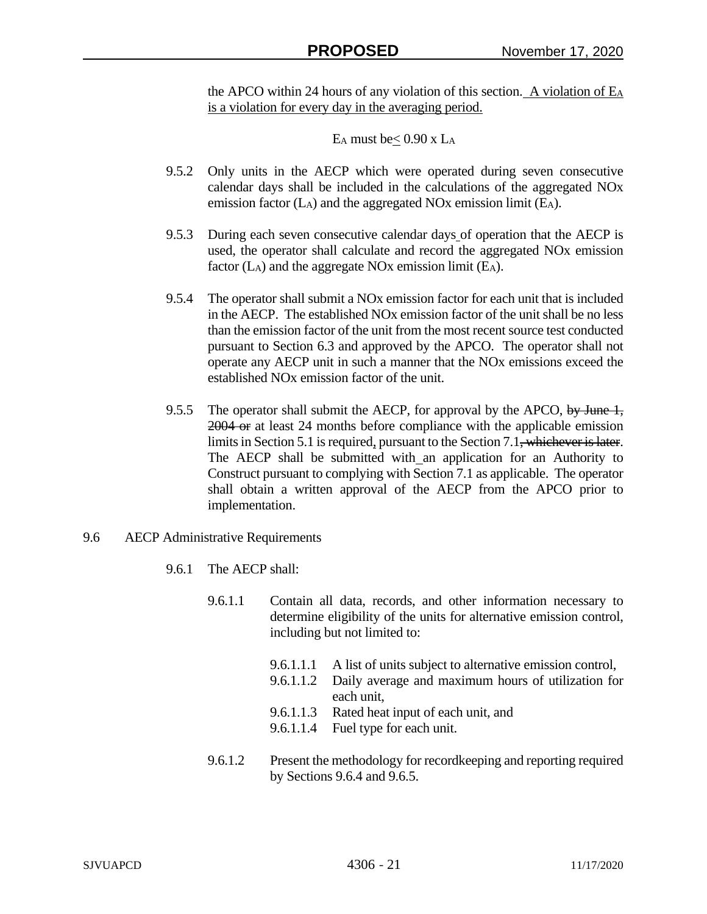the APCO within 24 hours of any violation of this section. <u>A violation of $E_A$ is a violation for every day in the averaging period.</u>

$$E_A \text{ must be} \leq 0.90 \times L_A$$

9.5.2 Only units in the AECP which were operated during seven consecutive calendar days shall be included in the calculations of the aggregated NOx emission factor ($L_A$) and the aggregated NOx emission limit ($E_A$).

9.5.3 During each seven consecutive calendar days of operation that the AECP is used, the operator shall calculate and record the aggregated NOx emission factor ($L_A$) and the aggregate NOx emission limit ($E_A$).

9.5.4 The operator shall submit a NOx emission factor for each unit that is included in the AECP. The established NOx emission factor of the unit shall be no less than the emission factor of the unit from the most recent source test conducted pursuant to Section 6.3 and approved by the APCO. The operator shall not operate any AECP unit in such a manner that the NOx emissions exceed the established NOx emission factor of the unit.

9.5.5 The operator shall submit the AECP, for approval by the APCO, ~~by June 1, 2004 or~~ at least 24 months before compliance with the applicable emission limits in Section 5.1 is required, pursuant to the Section 7.1~~, whichever is later~~. The AECP shall be submitted with an application for an Authority to Construct pursuant to complying with Section 7.1 as applicable. The operator shall obtain a written approval of the AECP from the APCO prior to implementation.

9.6 AECP Administrative Requirements

9.6.1 The AECP shall:

9.6.1.1 Contain all data, records, and other information necessary to determine eligibility of the units for alternative emission control, including but not limited to:

9.6.1.1.1 A list of units subject to alternative emission control,
9.6.1.1.2 Daily average and maximum hours of utilization for each unit,
9.6.1.1.3 Rated heat input of each unit, and
9.6.1.1.4 Fuel type for each unit.

9.6.1.2 Present the methodology for recordkeeping and reporting required by Sections 9.6.4 and 9.6.5.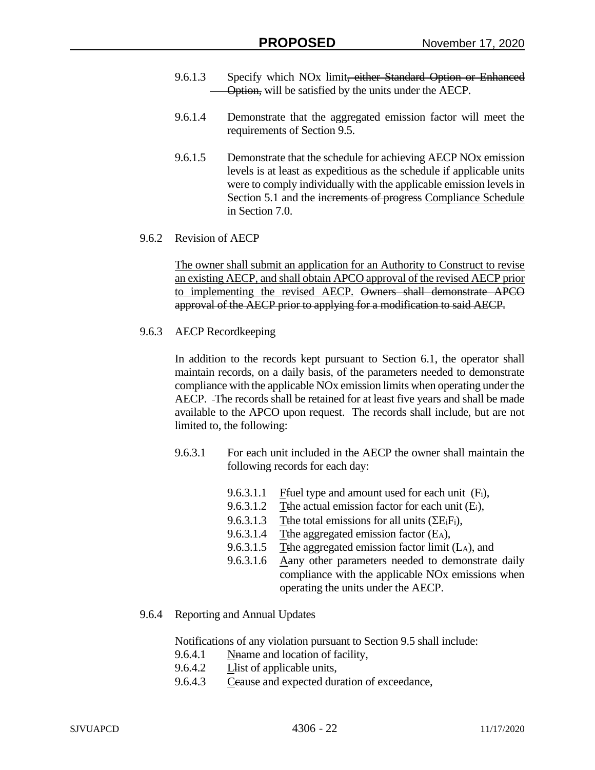9.6.1.3 Specify which NOx limit~~, either Standard Option or Enhanced Option,~~ will be satisfied by the units under the AECP.

9.6.1.4 Demonstrate that the aggregated emission factor will meet the requirements of Section 9.5.

9.6.1.5 Demonstrate that the schedule for achieving AECP NOx emission levels is at least as expeditious as the schedule if applicable units were to comply individually with the applicable emission levels in Section 5.1 and the ~~increments of progress~~ <u>Compliance Schedule</u> in Section 7.0.

9.6.2 Revision of AECP

<u>The owner shall submit an application for an Authority to Construct to revise an existing AECP, and shall obtain APCO approval of the revised AECP prior to implementing the revised AECP.</u> ~~Owners shall demonstrate APCO approval of the AECP prior to applying for a modification to said AECP.~~

9.6.3 AECP Recordkeeping

In addition to the records kept pursuant to Section 6.1, the operator shall maintain records, on a daily basis, of the parameters needed to demonstrate compliance with the applicable NOx emission limits when operating under the AECP. The records shall be retained for at least five years and shall be made available to the APCO upon request. The records shall include, but are not limited to, the following:

9.6.3.1 For each unit included in the AECP the owner shall maintain the following records for each day:

- 9.6.3.1.1 <u>F</u>~~f~~uel type and amount used for each unit ($F_i$),
- 9.6.3.1.2 <u>T</u>~~t~~he actual emission factor for each unit ($E_i$),
- 9.6.3.1.3 <u>T</u>~~t~~he total emissions for all units ($\Sigma E_i F_i$),
- 9.6.3.1.4 <u>T</u>~~t~~he aggregated emission factor ($E_A$),
- 9.6.3.1.5 <u>T</u>~~t~~he aggregated emission factor limit ($L_A$), and
- 9.6.3.1.6 <u>A</u>~~a~~ny other parameters needed to demonstrate daily compliance with the applicable NOx emissions when operating the units under the AECP.

9.6.4 Reporting and Annual Updates

Notifications of any violation pursuant to Section 9.5 shall include:

- 9.6.4.1 <u>N</u>~~n~~ame and location of facility,
- 9.6.4.2 <u>L</u>~~l~~ist of applicable units,
- 9.6.4.3 <u>C</u>~~c~~ause and expected duration of exceedance,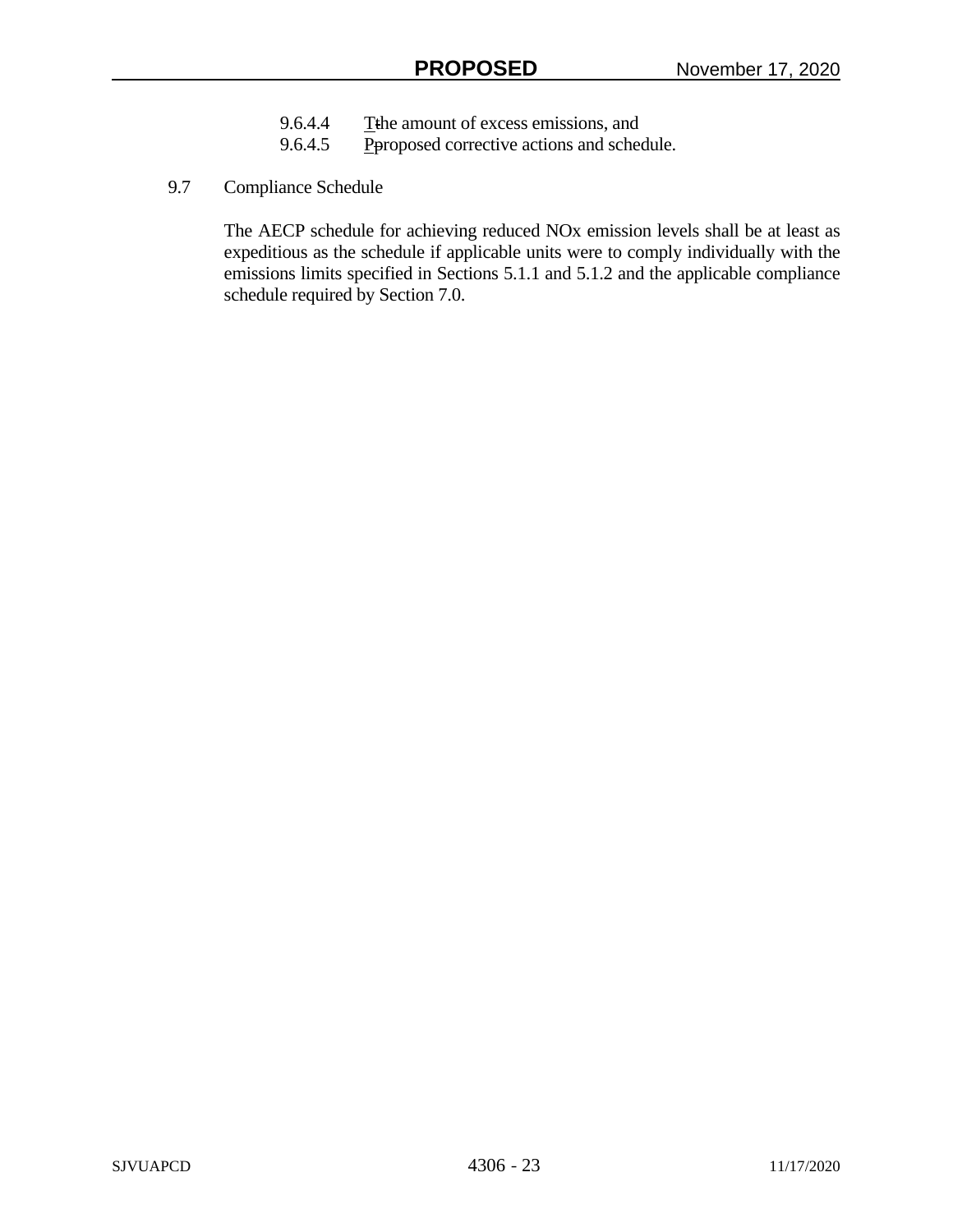9.6.4.4 Tthe amount of excess emissions, and

9.6.4.5 Pproposed corrective actions and schedule.

9.7 Compliance Schedule

The AECP schedule for achieving reduced NOx emission levels shall be at least as expeditious as the schedule if applicable units were to comply individually with the emissions limits specified in Sections 5.1.1 and 5.1.2 and the applicable compliance schedule required by Section 7.0.